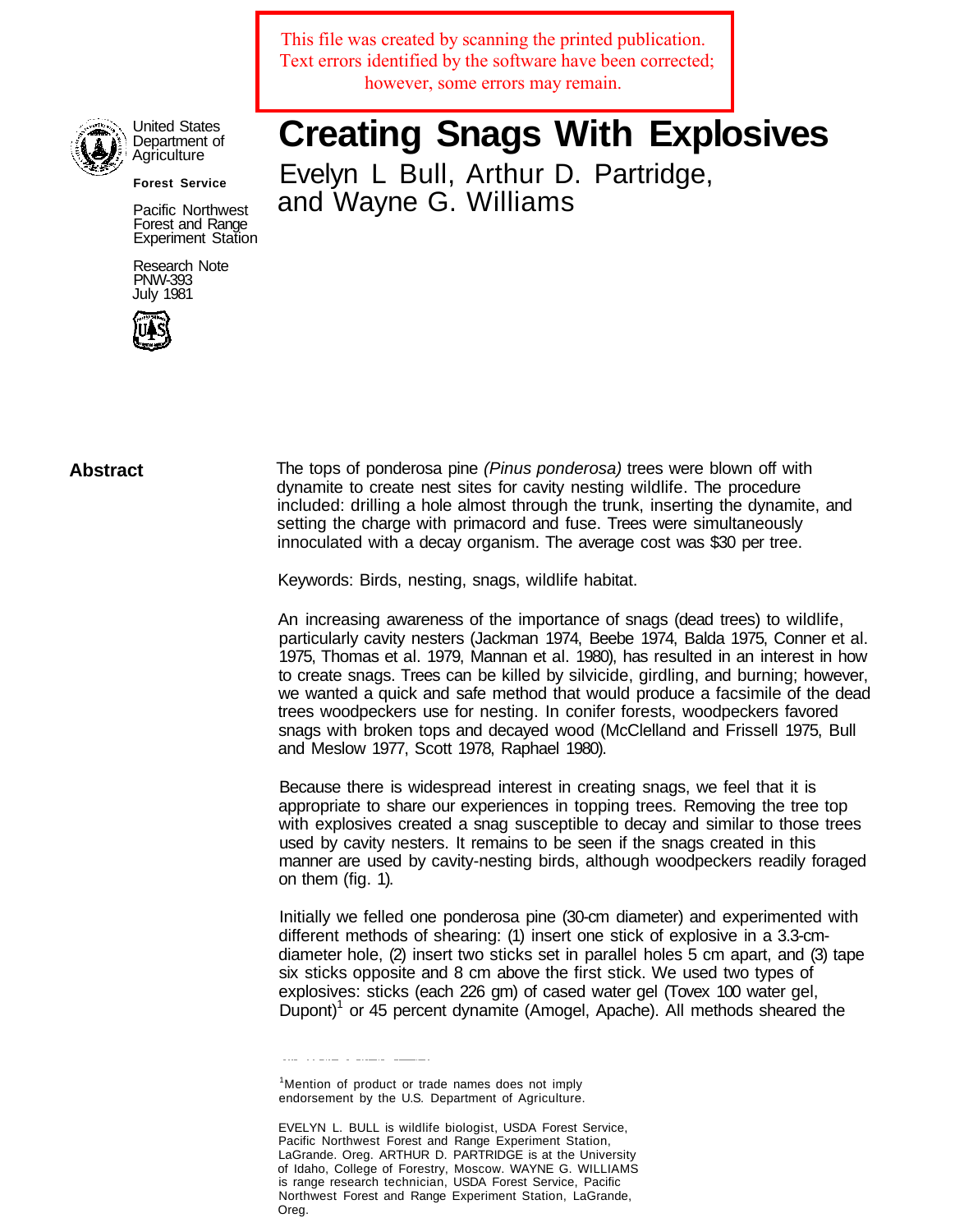This file was created by scanning the printed publication. Text errors identified by the software have been corrected; however, some errors may remain.

United States Department of Agriculture

**Forest Service**

Pacific Northwest Forest and Range Experiment Station

Research Note PNW-393 July 1981

# Creating Snags With Explosives

Evelyn L Bull, Arthur D. Partridge, and Wayne G. Williams

## Abstract

The tops of ponderosa pine *(Pinus ponderosa)* trees were blown off with dynamite to create nest sites for cavity nesting wildlife. The procedure included: drilling a hole almost through the trunk, inserting the dynamite, and setting the charge with primacord and fuse. Trees were simultaneously innoculated with a decay organism. The average cost was $30 per tree.

Keywords: Birds, nesting, snags, wildlife habitat.

An increasing awareness of the importance of snags (dead trees) to wildlife, particularly cavity nesters (Jackman 1974, Beebe 1974, Balda 1975, Conner et al. 1975, Thomas et al. 1979, Mannan et al. 1980), has resulted in an interest in how to create snags. Trees can be killed by silvicide, girdling, and burning; however, we wanted a quick and safe method that would produce a facsimile of the dead trees woodpeckers use for nesting. In conifer forests, woodpeckers favored snags with broken tops and decayed wood (McClelland and Frissell 1975, Bull and Meslow 1977, Scott 1978, Raphael 1980).

Because there is widespread interest in creating snags, we feel that it is appropriate to share our experiences in topping trees. Removing the tree top with explosives created a snag susceptible to decay and similar to those trees used by cavity nesters. It remains to be seen if the snags created in this manner are used by cavity-nesting birds, although woodpeckers readily foraged on them (fig. 1).

Initially we felled one ponderosa pine (30-cm diameter) and experimented with different methods of shearing: (1) insert one stick of explosive in a 3.3-cm-diameter hole, (2) insert two sticks set in parallel holes 5 cm apart, and (3) tape six sticks opposite and 8 cm above the first stick. We used two types of explosives: sticks (each 226 gm) of cased water gel (Tovex 100 water gel, Dupont)[1] or 45 percent dynamite (Amogel, Apache). All methods sheared the

[1]Mention of product or trade names does not imply endorsement by the U.S. Department of Agriculture.

EVELYN L. BULL is wildlife biologist, USDA Forest Service, Pacific Northwest Forest and Range Experiment Station, LaGrande. Oreg. ARTHUR D. PARTRIDGE is at the University of Idaho, College of Forestry, Moscow. WAYNE G. WILLIAMS is range research technician, USDA Forest Service, Pacific Northwest Forest and Range Experiment Station, LaGrande, Oreg.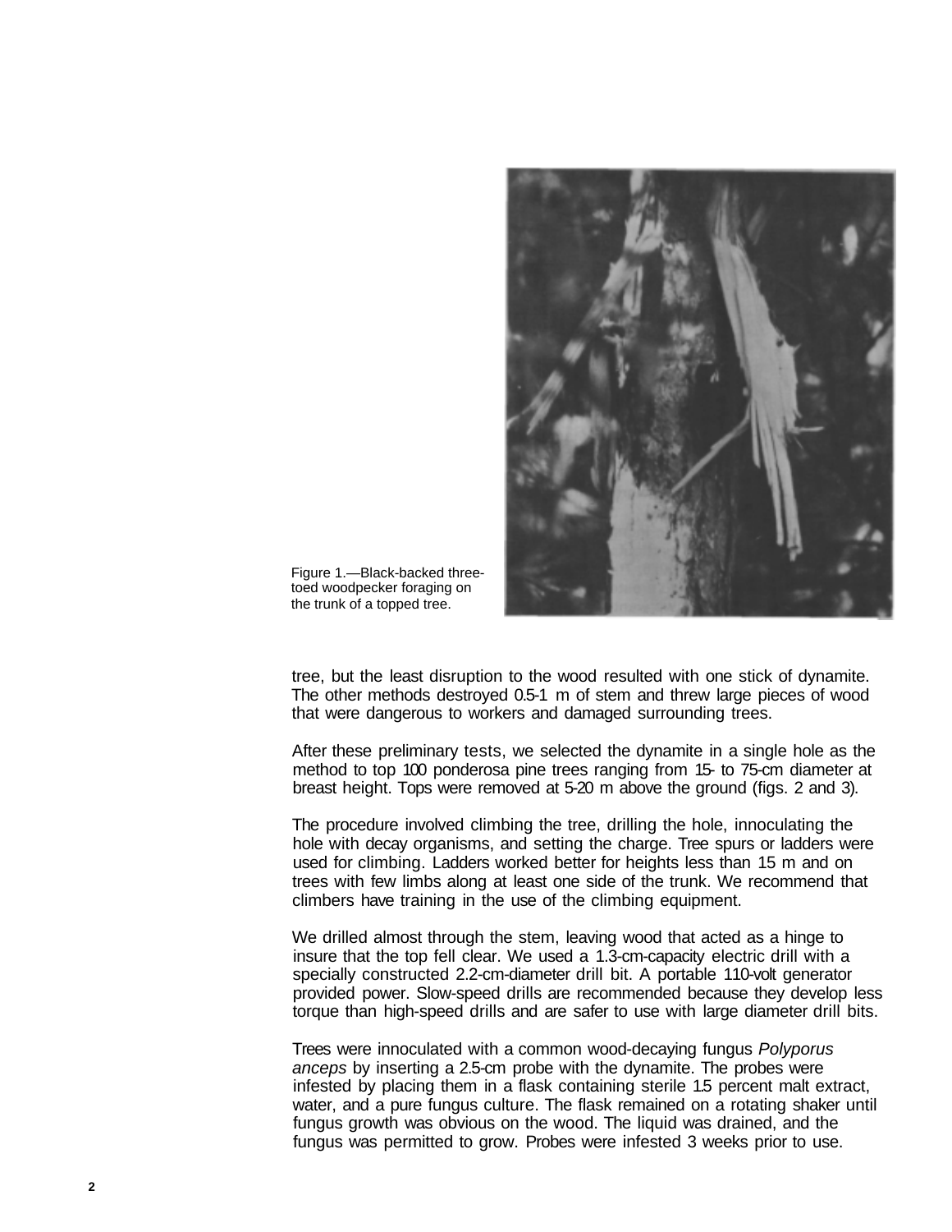Figure 1.—Black-backed three-toed woodpecker foraging on the trunk of a topped tree.

tree, but the least disruption to the wood resulted with one stick of dynamite. The other methods destroyed 0.5-1 m of stem and threw large pieces of wood that were dangerous to workers and damaged surrounding trees.

After these preliminary tests, we selected the dynamite in a single hole as the method to top 100 ponderosa pine trees ranging from 15- to 75-cm diameter at breast height. Tops were removed at 5-20 m above the ground (figs. 2 and 3).

The procedure involved climbing the tree, drilling the hole, innoculating the hole with decay organisms, and setting the charge. Tree spurs or ladders were used for climbing. Ladders worked better for heights less than 15 m and on trees with few limbs along at least one side of the trunk. We recommend that climbers have training in the use of the climbing equipment.

We drilled almost through the stem, leaving wood that acted as a hinge to insure that the top fell clear. We used a 1.3-cm-capacity electric drill with a specially constructed 2.2-cm-diameter drill bit. A portable 110-volt generator provided power. Slow-speed drills are recommended because they develop less torque than high-speed drills and are safer to use with large diameter drill bits.

Trees were innoculated with a common wood-decaying fungus *Polyporus anceps* by inserting a 2.5-cm probe with the dynamite. The probes were infested by placing them in a flask containing sterile 1.5 percent malt extract, water, and a pure fungus culture. The flask remained on a rotating shaker until fungus growth was obvious on the wood. The liquid was drained, and the fungus was permitted to grow. Probes were infested 3 weeks prior to use.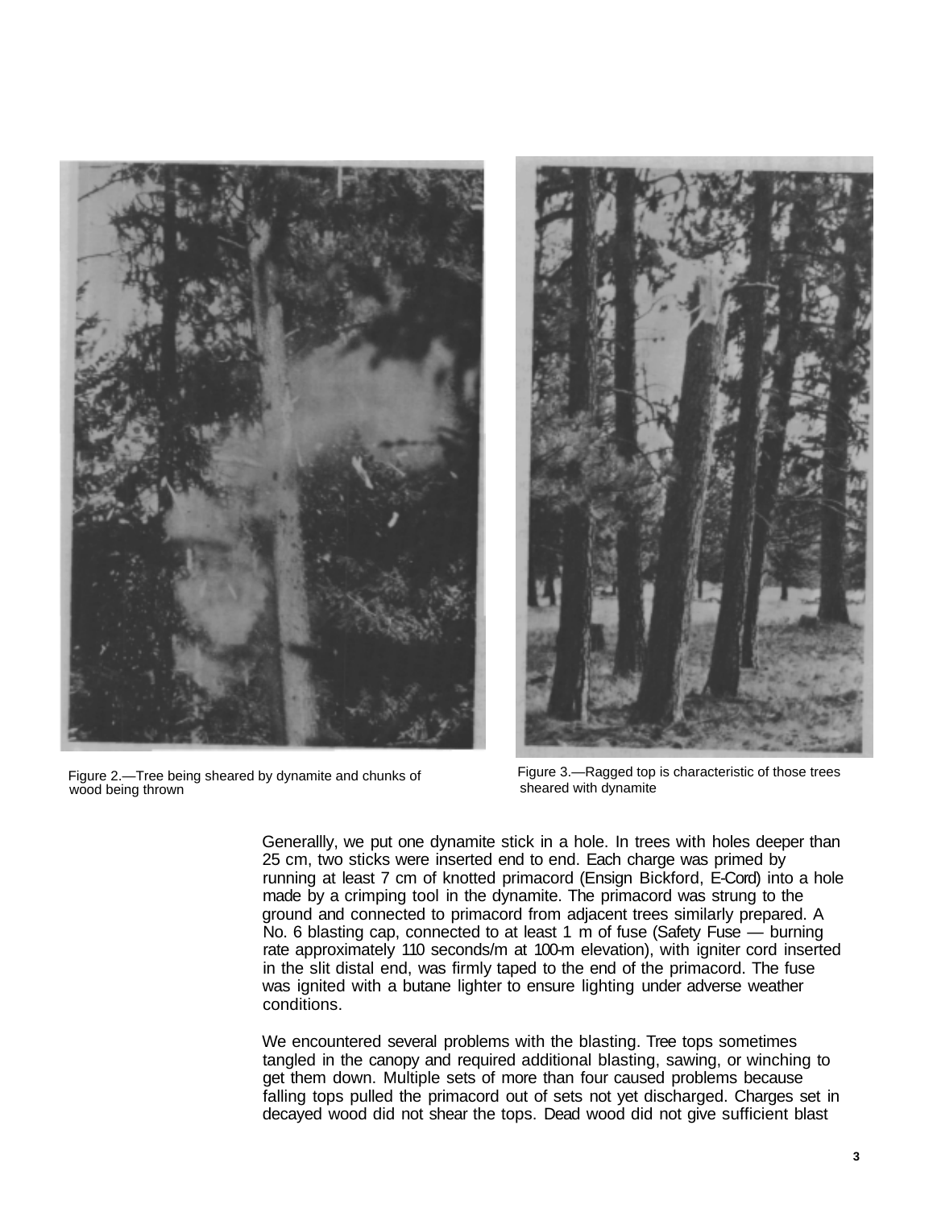Figure 2.—Tree being sheared by dynamite and chunks of wood being thrown

Figure 3.—Ragged top is characteristic of those trees sheared with dynamite

Generallly, we put one dynamite stick in a hole. In trees with holes deeper than 25 cm, two sticks were inserted end to end. Each charge was primed by running at least 7 cm of knotted primacord (Ensign Bickford, E-Cord) into a hole made by a crimping tool in the dynamite. The primacord was strung to the ground and connected to primacord from adjacent trees similarly prepared. A No. 6 blasting cap, connected to at least 1 m of fuse (Safety Fuse — burning rate approximately 110 seconds/m at 100-m elevation), with igniter cord inserted in the slit distal end, was firmly taped to the end of the primacord. The fuse was ignited with a butane lighter to ensure lighting under adverse weather conditions.

We encountered several problems with the blasting. Tree tops sometimes tangled in the canopy and required additional blasting, sawing, or winching to get them down. Multiple sets of more than four caused problems because falling tops pulled the primacord out of sets not yet discharged. Charges set in decayed wood did not shear the tops. Dead wood did not give sufficient blast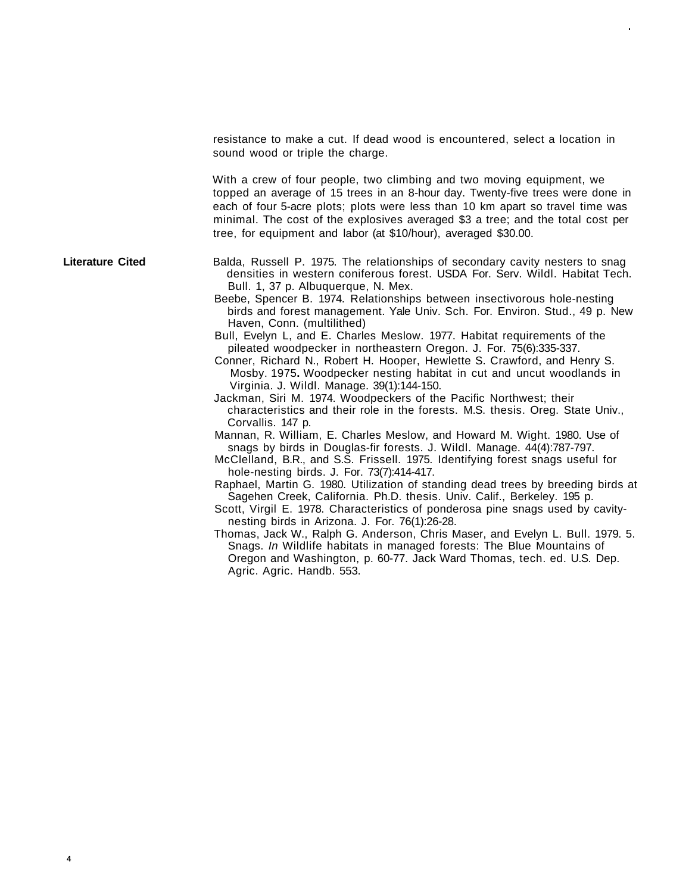resistance to make a cut. If dead wood is encountered, select a location in sound wood or triple the charge.

With a crew of four people, two climbing and two moving equipment, we topped an average of 15 trees in an 8-hour day. Twenty-five trees were done in each of four 5-acre plots; plots were less than 10 km apart so travel time was minimal. The cost of the explosives averaged $3 a tree; and the total cost per tree, for equipment and labor (at $10/hour), averaged $30.00.

## Literature Cited

Balda, Russell P. 1975. The relationships of secondary cavity nesters to snag densities in western coniferous forest. USDA For. Serv. Wildl. Habitat Tech. Bull. 1, 37 p. Albuquerque, N. Mex.

Beebe, Spencer B. 1974. Relationships between insectivorous hole-nesting birds and forest management. Yale Univ. Sch. For. Environ. Stud., 49 p. New Haven, Conn. (multilithed)

Bull, Evelyn L, and E. Charles Meslow. 1977. Habitat requirements of the pileated woodpecker in northeastern Oregon. J. For. 75(6):335-337.

Conner, Richard N., Robert H. Hooper, Hewlette S. Crawford, and Henry S. Mosby. 1975. Woodpecker nesting habitat in cut and uncut woodlands in Virginia. J. Wildl. Manage. 39(1):144-150.

Jackman, Siri M. 1974. Woodpeckers of the Pacific Northwest; their characteristics and their role in the forests. M.S. thesis. Oreg. State Univ., Corvallis. 147 p.

Mannan, R. William, E. Charles Meslow, and Howard M. Wight. 1980. Use of snags by birds in Douglas-fir forests. J. Wildl. Manage. 44(4):787-797.

McClelland, B.R., and S.S. Frissell. 1975. Identifying forest snags useful for hole-nesting birds. J. For. 73(7):414-417.

Raphael, Martin G. 1980. Utilization of standing dead trees by breeding birds at Sagehen Creek, California. Ph.D. thesis. Univ. Calif., Berkeley. 195 p.

Scott, Virgil E. 1978. Characteristics of ponderosa pine snags used by cavity-nesting birds in Arizona. J. For. 76(1):26-28.

Thomas, Jack W., Ralph G. Anderson, Chris Maser, and Evelyn L. Bull. 1979. 5. Snags. *In* Wildlife habitats in managed forests: The Blue Mountains of Oregon and Washington, p. 60-77. Jack Ward Thomas, tech. ed. U.S. Dep. Agric. Agric. Handb. 553.